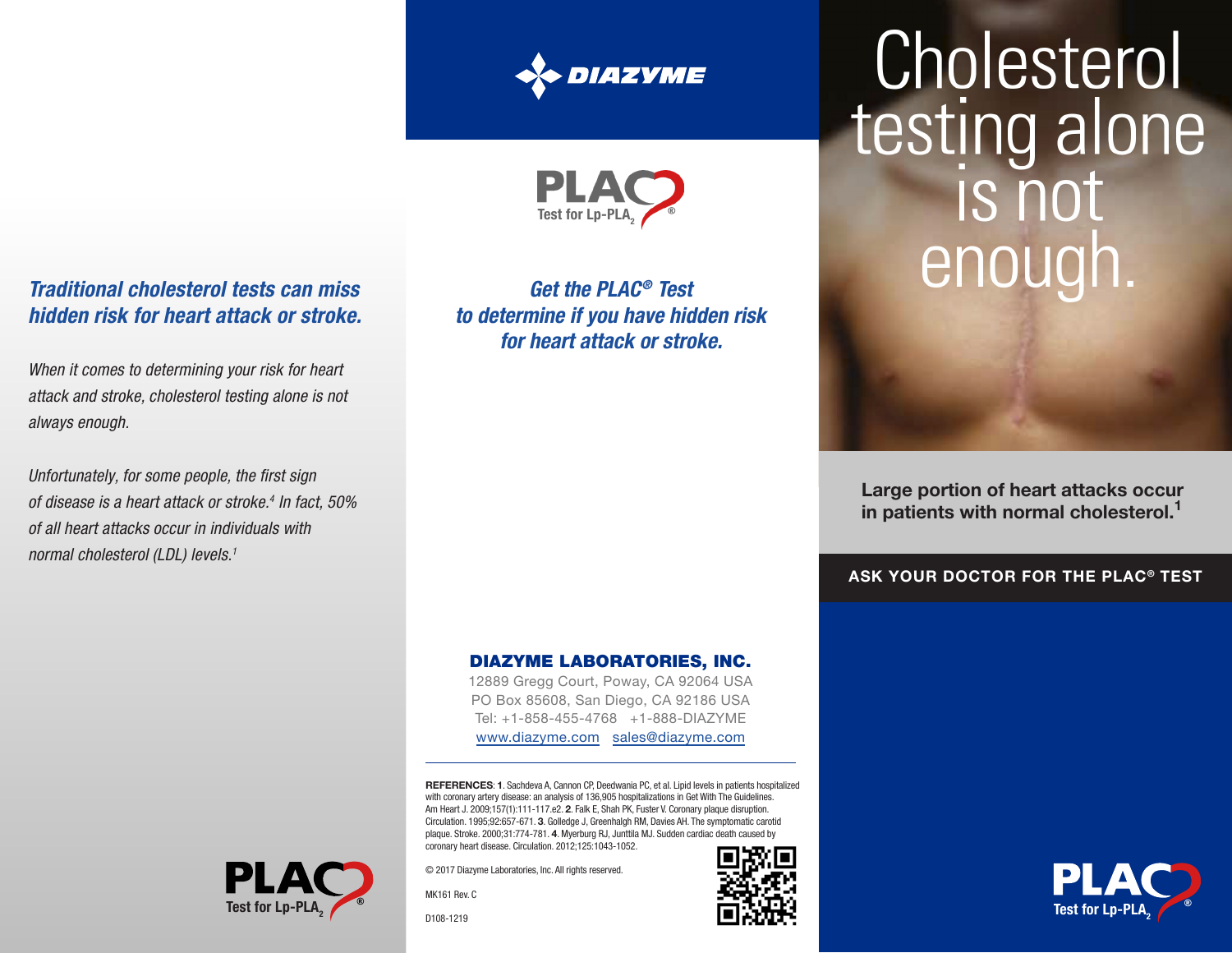## Traditional cholesterol tests can miss hidden risk for heart attack or stroke.

*When it comes to determining your risk for heart attack and stroke, cholesterol testing alone is not always enough.*

*Unfortunately, for some people, the first sign of disease is a heart attack or stroke.[4] In fact, 50% of all heart attacks occur in individuals with normal cholesterol (LDL) levels.[1]*

PLAC® Test for Lp-PLA$_2$

DIAZYME

PLAC® Test for Lp-PLA$_2$

## Get the PLAC® Test to determine if you have hidden risk for heart attack or stroke.

**DIAZYME LABORATORIES, INC.**

12889 Gregg Court, Poway, CA 92064 USA
PO Box 85608, San Diego, CA 92186 USA
Tel: +1-858-455-4768 +1-888-DIAZYME
www.diazyme.com sales@diazyme.com

**REFERENCES**: **1**. Sachdeva A, Cannon CP, Deedwania PC, et al. Lipid levels in patients hospitalized with coronary artery disease: an analysis of 136,905 hospitalizations in Get With The Guidelines. Am Heart J. 2009;157(1):111-117.e2. **2**. Falk E, Shah PK, Fuster V. Coronary plaque disruption. Circulation. 1995;92:657-671. **3**. Golledge J, Greenhalgh RM, Davies AH. The symptomatic carotid plaque. Stroke. 2000;31:774-781. **4**. Myerburg RJ, Junttila MJ. Sudden cardiac death caused by coronary heart disease. Circulation. 2012;125:1043-1052.

© 2017 Diazyme Laboratories, Inc. All rights reserved.

MK161 Rev. C

D108-1219

# Cholesterol testing alone is not enough.

**Large portion of heart attacks occur in patients with normal cholesterol.[1]**

**ASK YOUR DOCTOR FOR THE PLAC® TEST**

PLAC® Test for Lp-PLA$_2$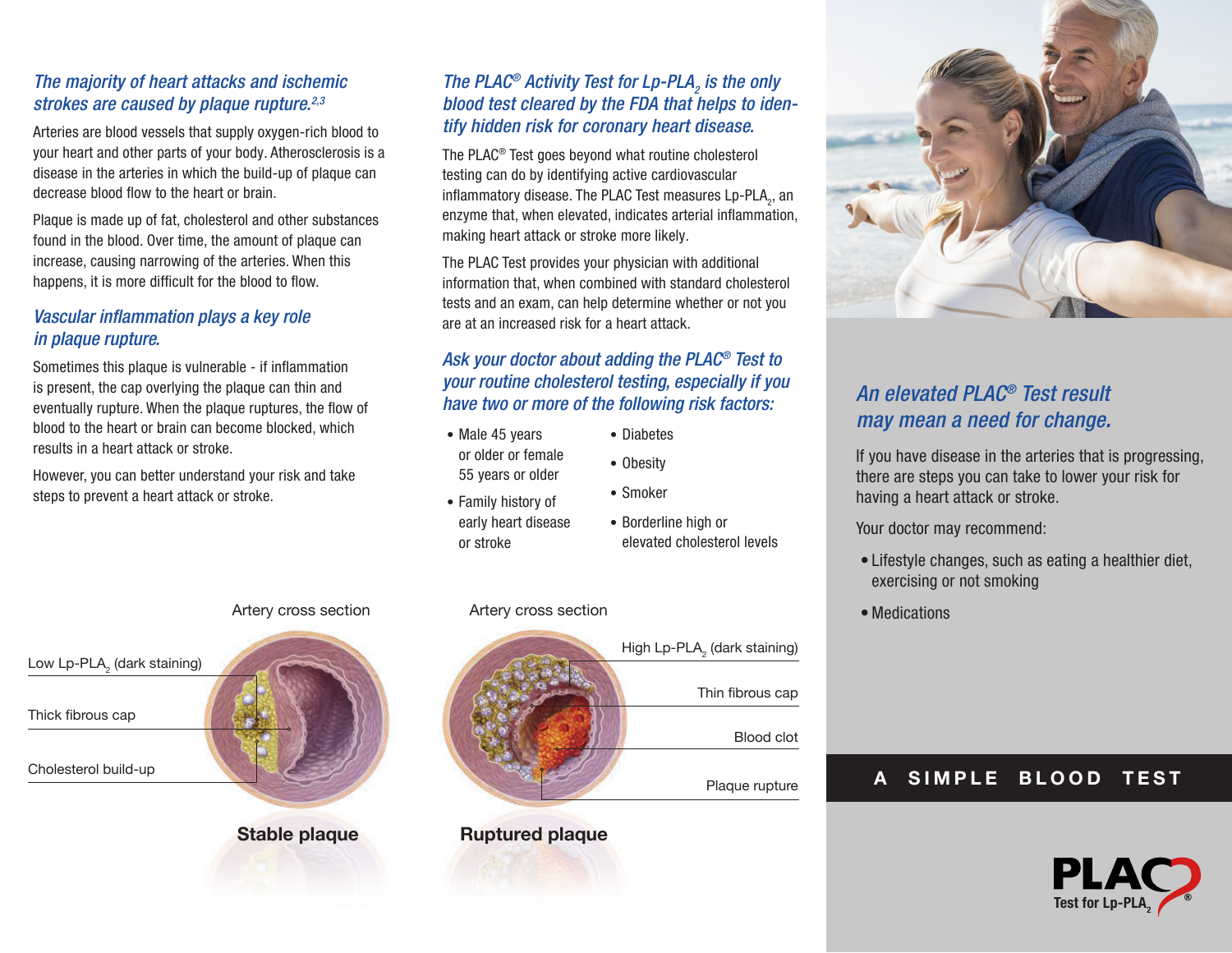## *The majority of heart attacks and ischemic strokes are caused by plaque rupture.*[2,3]

Arteries are blood vessels that supply oxygen-rich blood to your heart and other parts of your body. Atherosclerosis is a disease in the arteries in which the build-up of plaque can decrease blood flow to the heart or brain.

Plaque is made up of fat, cholesterol and other substances found in the blood. Over time, the amount of plaque can increase, causing narrowing of the arteries. When this happens, it is more difficult for the blood to flow.

## *Vascular inflammation plays a key role in plaque rupture.*

Sometimes this plaque is vulnerable - if inflammation is present, the cap overlying the plaque can thin and eventually rupture. When the plaque ruptures, the flow of blood to the heart or brain can become blocked, which results in a heart attack or stroke.

However, you can better understand your risk and take steps to prevent a heart attack or stroke.

## *The PLAC® Activity Test for Lp-$PLA_2$ is the only blood test cleared by the FDA that helps to identify hidden risk for coronary heart disease.*

The PLAC® Test goes beyond what routine cholesterol testing can do by identifying active cardiovascular inflammatory disease. The PLAC Test measures Lp-$PLA_2$, an enzyme that, when elevated, indicates arterial inflammation, making heart attack or stroke more likely.

The PLAC Test provides your physician with additional information that, when combined with standard cholesterol tests and an exam, can help determine whether or not you are at an increased risk for a heart attack.

## *Ask your doctor about adding the PLAC® Test to your routine cholesterol testing, especially if you have two or more of the following risk factors:*

- Male 45 years or older or female 55 years or older
- Family history of early heart disease or stroke
- Diabetes
- Obesity
- Smoker
- Borderline high or elevated cholesterol levels

Artery cross section

Low Lp-$PLA_2$ (dark staining)

Thick fibrous cap

Cholesterol build-up

**Stable plaque**

Artery cross section

High Lp-$PLA_2$ (dark staining)

Thin fibrous cap

Blood clot

Plaque rupture

**Ruptured plaque**

## *An elevated PLAC® Test result may mean a need for change.*

If you have disease in the arteries that is progressing, there are steps you can take to lower your risk for having a heart attack or stroke.

Your doctor may recommend:

- Lifestyle changes, such as eating a healthier diet, exercising or not smoking
- Medications

**A SIMPLE BLOOD TEST**

PLAC® Test for Lp-$PLA_2$